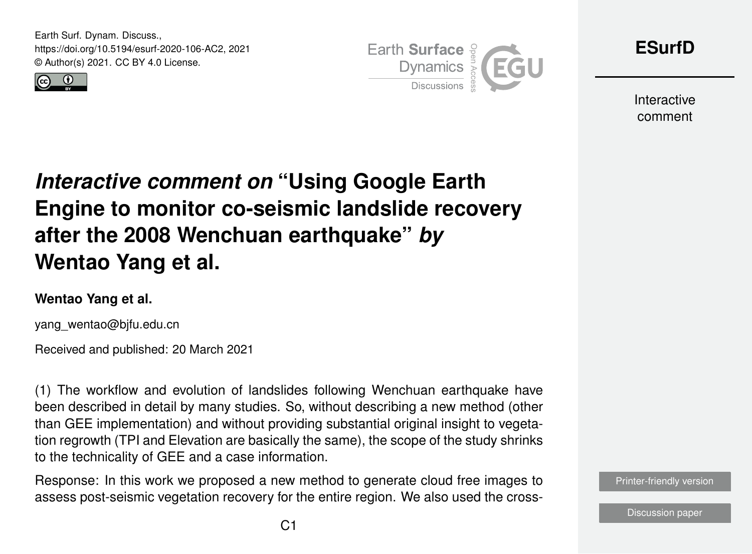# *Interactive comment on* "Using Google Earth Engine to monitor co-seismic landslide recovery after the 2008 Wenchuan earthquake" *by* Wentao Yang et al.

**Wentao Yang et al.**

yang_wentao@bjfu.edu.cn

Received and published: 20 March 2021

(1) The workflow and evolution of landslides following Wenchuan earthquake have been described in detail by many studies. So, without describing a new method (other than GEE implementation) and without providing substantial original insight to vegetation regrowth (TPI and Elevation are basically the same), the scope of the study shrinks to the technicality of GEE and a case information.

Response: In this work we proposed a new method to generate cloud free images to assess post-seismic vegetation recovery for the entire region. We also used the cross-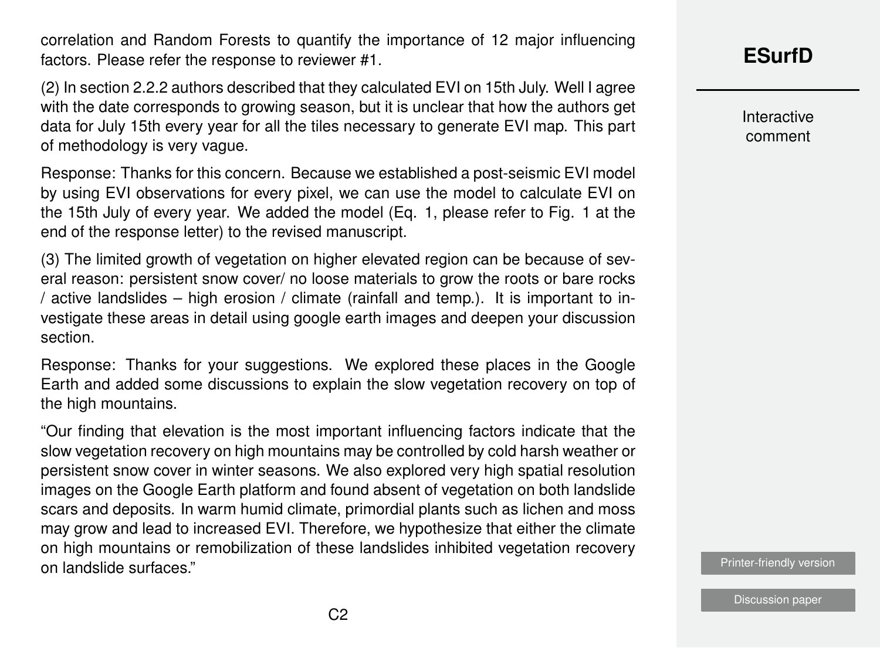correlation and Random Forests to quantify the importance of 12 major influencing factors. Please refer the response to reviewer #1.

(2) In section 2.2.2 authors described that they calculated EVI on 15th July. Well I agree with the date corresponds to growing season, but it is unclear that how the authors get data for July 15th every year for all the tiles necessary to generate EVI map. This part of methodology is very vague.

Response: Thanks for this concern. Because we established a post-seismic EVI model by using EVI observations for every pixel, we can use the model to calculate EVI on the 15th July of every year. We added the model (Eq. 1, please refer to Fig. 1 at the end of the response letter) to the revised manuscript.

(3) The limited growth of vegetation on higher elevated region can be because of several reason: persistent snow cover/ no loose materials to grow the roots or bare rocks / active landslides – high erosion / climate (rainfall and temp.). It is important to investigate these areas in detail using google earth images and deepen your discussion section.

Response: Thanks for your suggestions. We explored these places in the Google Earth and added some discussions to explain the slow vegetation recovery on top of the high mountains.

"Our finding that elevation is the most important influencing factors indicate that the slow vegetation recovery on high mountains may be controlled by cold harsh weather or persistent snow cover in winter seasons. We also explored very high spatial resolution images on the Google Earth platform and found absent of vegetation on both landslide scars and deposits. In warm humid climate, primordial plants such as lichen and moss may grow and lead to increased EVI. Therefore, we hypothesize that either the climate on high mountains or remobilization of these landslides inhibited vegetation recovery on landslide surfaces."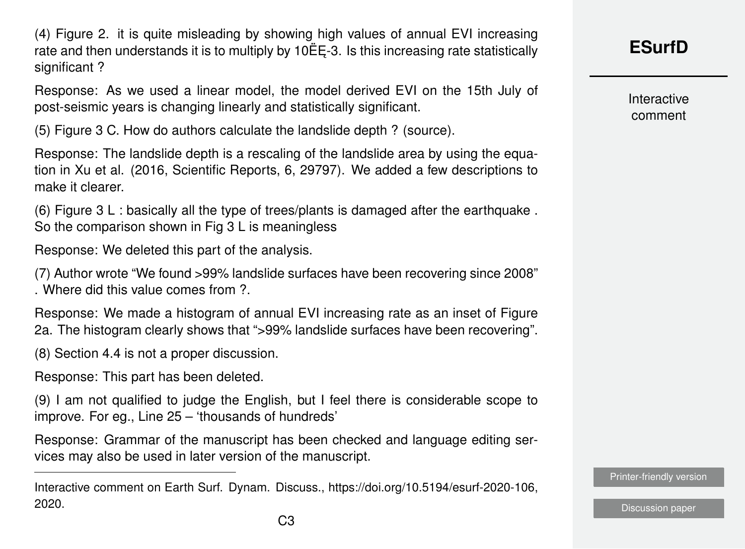(4) Figure 2. it is quite misleading by showing high values of annual EVI increasing rate and then understands it is to multiply by 10ËĘ-3. Is this increasing rate statistically significant ?

Response: As we used a linear model, the model derived EVI on the 15th July of post-seismic years is changing linearly and statistically significant.

(5) Figure 3 C. How do authors calculate the landslide depth ? (source).

Response: The landslide depth is a rescaling of the landslide area by using the equation in Xu et al. (2016, Scientific Reports, 6, 29797). We added a few descriptions to make it clearer.

(6) Figure 3 L : basically all the type of trees/plants is damaged after the earthquake . So the comparison shown in Fig 3 L is meaningless

Response: We deleted this part of the analysis.

(7) Author wrote "We found >99% landslide surfaces have been recovering since 2008" . Where did this value comes from ?.

Response: We made a histogram of annual EVI increasing rate as an inset of Figure 2a. The histogram clearly shows that ">99% landslide surfaces have been recovering".

(8) Section 4.4 is not a proper discussion.

Response: This part has been deleted.

(9) I am not qualified to judge the English, but I feel there is considerable scope to improve. For eg., Line 25 – 'thousands of hundreds'

Response: Grammar of the manuscript has been checked and language editing services may also be used in later version of the manuscript.

---

Interactive comment on Earth Surf. Dynam. Discuss., https://doi.org/10.5194/esurf-2020-106, 2020.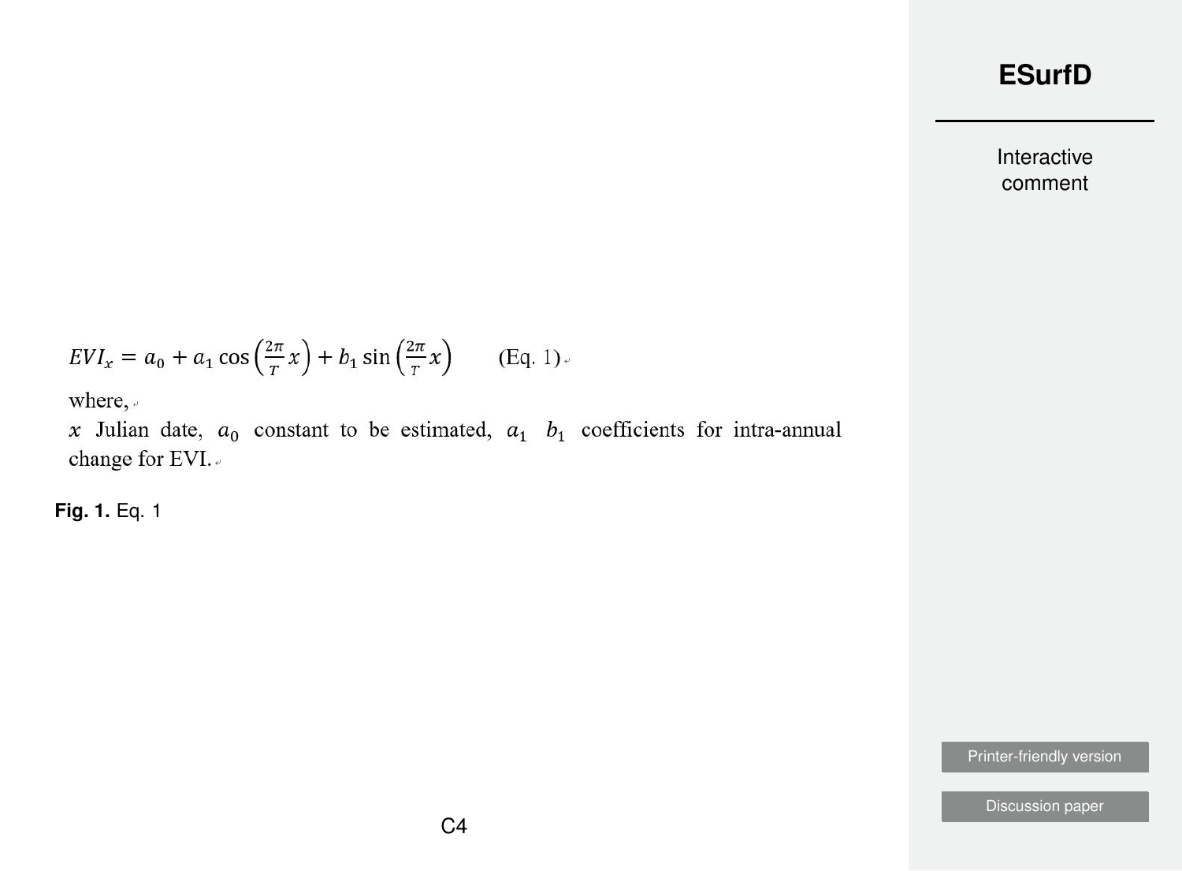$$EVI_x = a_0 + a_1 \cos\left(\frac{2\pi}{T}x\right) + b_1 \sin\left(\frac{2\pi}{T}x\right) \qquad \text{(Eq. 1)}$$

where,

$x$ Julian date, $a_0$ constant to be estimated, $a_1$ $b_1$ coefficients for intra-annual change for EVI.

**Fig. 1.** Eq. 1